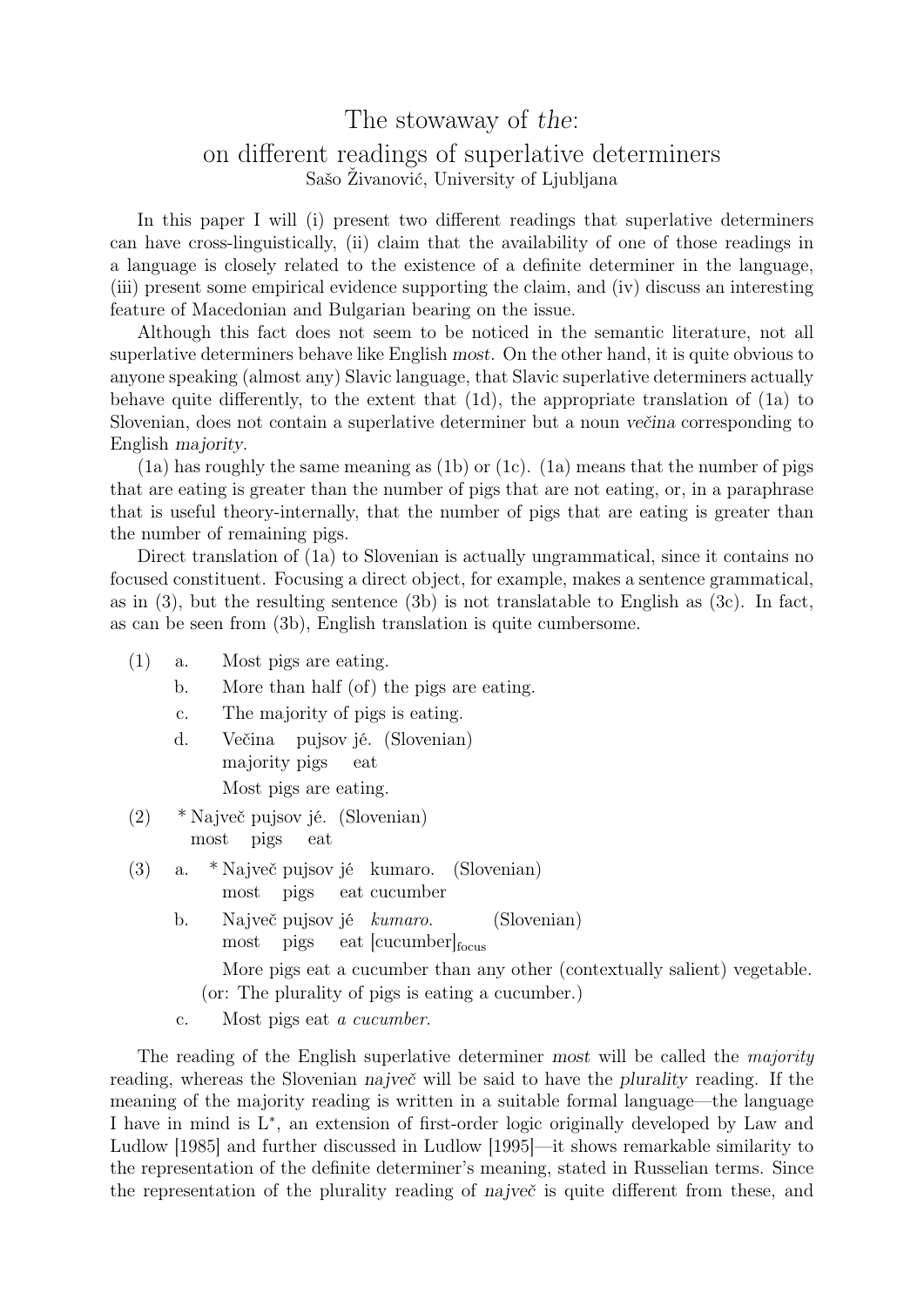# The stowaway of *the*: on different readings of superlative determiners

Sašo Živanović, University of Ljubljana

In this paper I will (i) present two different readings that superlative determiners can have cross-linguistically, (ii) claim that the availability of one of those readings in a language is closely related to the existence of a definite determiner in the language, (iii) present some empirical evidence supporting the claim, and (iv) discuss an interesting feature of Macedonian and Bulgarian bearing on the issue.

Although this fact does not seem to be noticed in the semantic literature, not all superlative determiners behave like English *most*. On the other hand, it is quite obvious to anyone speaking (almost any) Slavic language, that Slavic superlative determiners actually behave quite differently, to the extent that (1d), the appropriate translation of (1a) to Slovenian, does not contain a superlative determiner but a noun *večina* corresponding to English *majority*.

(1a) has roughly the same meaning as (1b) or (1c). (1a) means that the number of pigs that are eating is greater than the number of pigs that are not eating, or, in a paraphrase that is useful theory-internally, that the number of pigs that are eating is greater than the number of remaining pigs.

Direct translation of (1a) to Slovenian is actually ungrammatical, since it contains no focused constituent. Focusing a direct object, for example, makes a sentence grammatical, as in (3), but the resulting sentence (3b) is not translatable to English as (3c). In fact, as can be seen from (3b), English translation is quite cumbersome.

(1) a. Most pigs are eating.
  b. More than half (of) the pigs are eating.
  c. The majority of pigs is eating.
  d. Večina pujsov jé. (Slovenian)
   majority pigs eat
   Most pigs are eating.

(2) * Največ pujsov jé. (Slovenian)
   most pigs eat

(3) a. * Največ pujsov jé kumaro. (Slovenian)
   most pigs eat cucumber
  b. Največ pujsov jé *kumaro*. (Slovenian)
   most pigs eat [cucumber]$_{\text{focus}}$
   More pigs eat a cucumber than any other (contextually salient) vegetable.
   (or: The plurality of pigs is eating a cucumber.)
  c. Most pigs eat *a cucumber*.

The reading of the English superlative determiner *most* will be called the *majority* reading, whereas the Slovenian *največ* will be said to have the *plurality* reading. If the meaning of the majority reading is written in a suitable formal language—the language I have in mind is L$^*$, an extension of first-order logic originally developed by Law and Ludlow [1985] and further discussed in Ludlow [1995]—it shows remarkable similarity to the representation of the definite determiner's meaning, stated in Russelian terms. Since the representation of the plurality reading of *največ* is quite different from these, and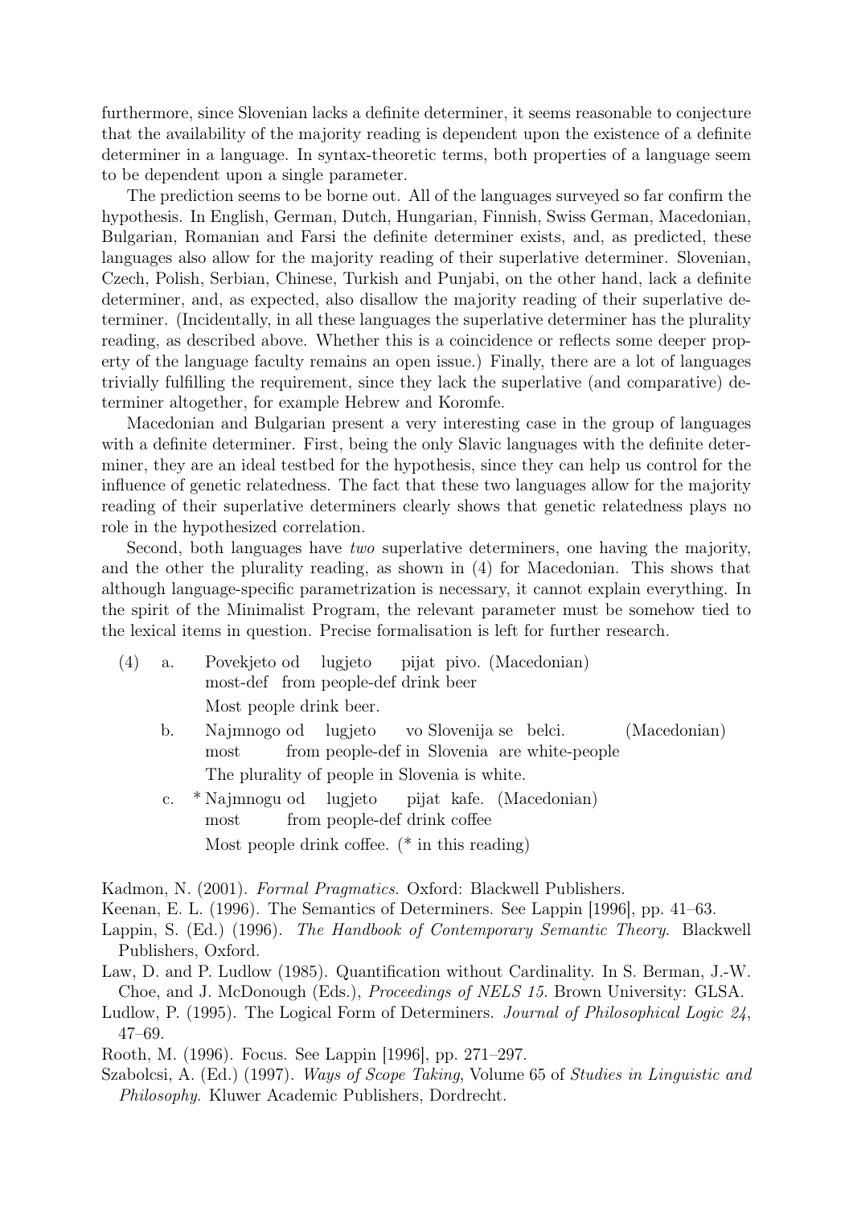furthermore, since Slovenian lacks a definite determiner, it seems reasonable to conjecture that the availability of the majority reading is dependent upon the existence of a definite determiner in a language. In syntax-theoretic terms, both properties of a language seem to be dependent upon a single parameter.

The prediction seems to be borne out. All of the languages surveyed so far confirm the hypothesis. In English, German, Dutch, Hungarian, Finnish, Swiss German, Macedonian, Bulgarian, Romanian and Farsi the definite determiner exists, and, as predicted, these languages also allow for the majority reading of their superlative determiner. Slovenian, Czech, Polish, Serbian, Chinese, Turkish and Punjabi, on the other hand, lack a definite determiner, and, as expected, also disallow the majority reading of their superlative determiner. (Incidentally, in all these languages the superlative determiner has the plurality reading, as described above. Whether this is a coincidence or reflects some deeper property of the language faculty remains an open issue.) Finally, there are a lot of languages trivially fulfilling the requirement, since they lack the superlative (and comparative) determiner altogether, for example Hebrew and Koromfe.

Macedonian and Bulgarian present a very interesting case in the group of languages with a definite determiner. First, being the only Slavic languages with the definite determiner, they are an ideal testbed for the hypothesis, since they can help us control for the influence of genetic relatedness. The fact that these two languages allow for the majority reading of their superlative determiners clearly shows that genetic relatedness plays no role in the hypothesized correlation.

Second, both languages have *two* superlative determiners, one having the majority, and the other the plurality reading, as shown in (4) for Macedonian. This shows that although language-specific parametrization is necessary, it cannot explain everything. In the spirit of the Minimalist Program, the relevant parameter must be somehow tied to the lexical items in question. Precise formalisation is left for further research.

(4) a. Povekjeto od lugjeto pijat pivo. (Macedonian)
most-def from people-def drink beer
Most people drink beer.

b. Najmnogo od lugjeto vo Slovenija se belci. (Macedonian)
most from people-def in Slovenia are white-people
The plurality of people in Slovenia is white.

c. * Najmnogu od lugjeto pijat kafe. (Macedonian)
most from people-def drink coffee
Most people drink coffee. (* in this reading)

Kadmon, N. (2001). *Formal Pragmatics*. Oxford: Blackwell Publishers.

Keenan, E. L. (1996). The Semantics of Determiners. See Lappin [1996], pp. 41–63.

Lappin, S. (Ed.) (1996). *The Handbook of Contemporary Semantic Theory*. Blackwell Publishers, Oxford.

Law, D. and P. Ludlow (1985). Quantification without Cardinality. In S. Berman, J.-W. Choe, and J. McDonough (Eds.), *Proceedings of NELS 15*. Brown University: GLSA.

Ludlow, P. (1995). The Logical Form of Determiners. *Journal of Philosophical Logic 24*, 47–69.

Rooth, M. (1996). Focus. See Lappin [1996], pp. 271–297.

Szabolcsi, A. (Ed.) (1997). *Ways of Scope Taking*, Volume 65 of *Studies in Linguistic and Philosophy*. Kluwer Academic Publishers, Dordrecht.